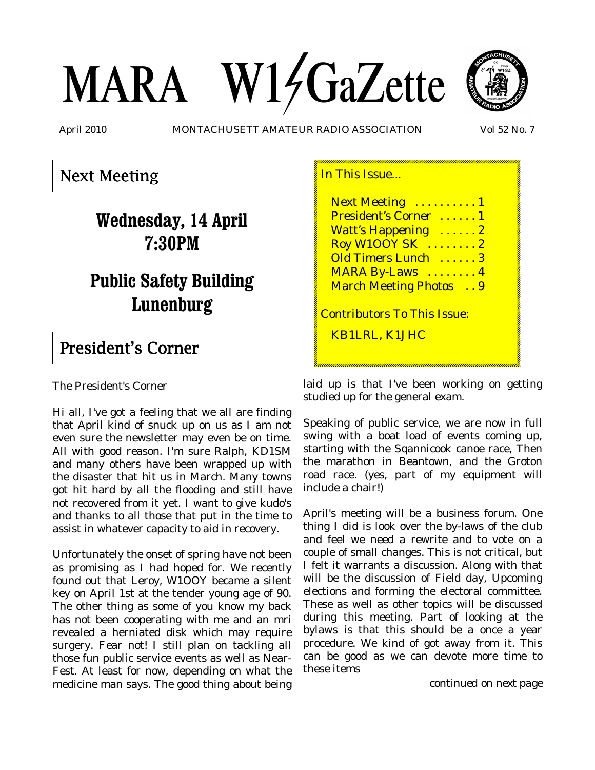# MARA W1GaZette

April 2010 — MONTACHUSETT AMATEUR RADIO ASSOCIATION — Vol 52 No. 7

## Next Meeting

**Wednesday, 14 April**
**7:30PM**

**Public Safety Building**
**Lunenburg**

## President's Corner

The President's Corner

Hi all, I've got a feeling that we all are finding that April kind of snuck up on us as I am not even sure the newsletter may even be on time. All with good reason. I'm sure Ralph, KD1SM and many others have been wrapped up with the disaster that hit us in March. Many towns got hit hard by all the flooding and still have not recovered from it yet. I want to give kudo's and thanks to all those that put in the time to assist in whatever capacity to aid in recovery.

Unfortunately the onset of spring have not been as promising as I had hoped for. We recently found out that Leroy, W1OOY became a silent key on April 1st at the tender young age of 90. The other thing as some of you know my back has not been cooperating with me and an mri revealed a herniated disk which may require surgery. Fear not! I still plan on tackling all those fun public service events as well as Near-Fest. At least for now, depending on what the medicine man says. The good thing about being laid up is that I've been working on getting studied up for the general exam.

Speaking of public service, we are now in full swing with a boat load of events coming up, starting with the Sqannicook canoe race, Then the marathon in Beantown, and the Groton road race. (yes, part of my equipment will include a chair!)

April's meeting will be a business forum. One thing I did is look over the by-laws of the club and feel we need a rewrite and to vote on a couple of small changes. This is not critical, but I felt it warrants a discussion. Along with that will be the discussion of Field day, Upcoming elections and forming the electoral committee. These as well as other topics will be discussed during this meeting. Part of looking at the bylaws is that this should be a once a year procedure. We kind of got away from it. This can be good as we can devote more time to these items

*continued on next page*

In This Issue...

- Next Meeting . . . . . . . . . . 1
- President's Corner . . . . . . 1
- Watt's Happening . . . . . . 2
- Roy W1OOY SK . . . . . . . . 2
- Old Timers Lunch . . . . . . 3
- MARA By-Laws . . . . . . . . 4
- March Meeting Photos . . 9

Contributors To This Issue:

KB1LRL, K1JHC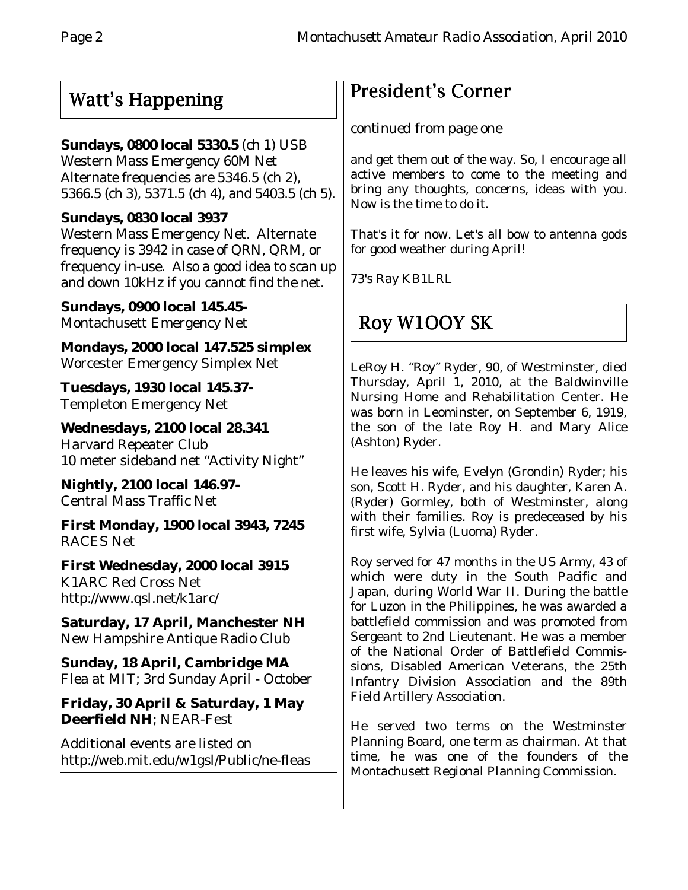## Watt's Happening

**Sundays, 0800 local 5330.5** (ch 1) USB
Western Mass Emergency 60M Net
Alternate frequencies are 5346.5 (ch 2), 5366.5 (ch 3), 5371.5 (ch 4), and 5403.5 (ch 5).

**Sundays, 0830 local 3937**
Western Mass Emergency Net. Alternate frequency is 3942 in case of QRN, QRM, or frequency in-use. Also a good idea to scan up and down 10kHz if you cannot find the net.

**Sundays, 0900 local 145.45-**
Montachusett Emergency Net

**Mondays, 2000 local 147.525 simplex**
Worcester Emergency Simplex Net

**Tuesdays, 1930 local 145.37-**
Templeton Emergency Net

**Wednesdays, 2100 local 28.341**
Harvard Repeater Club
10 meter sideband net "Activity Night"

**Nightly, 2100 local 146.97-**
Central Mass Traffic Net

**First Monday, 1900 local 3943, 7245**
RACES Net

**First Wednesday, 2000 local 3915**
K1ARC Red Cross Net
http://www.qsl.net/k1arc/

**Saturday, 17 April, Manchester NH**
New Hampshire Antique Radio Club

**Sunday, 18 April, Cambridge MA**
Flea at MIT; 3rd Sunday April - October

**Friday, 30 April & Saturday, 1 May Deerfield NH**; NEAR-Fest

Additional events are listed on
http://web.mit.edu/w1gsl/Public/ne-fleas

## President's Corner

*continued from page one*

and get them out of the way. So, I encourage all active members to come to the meeting and bring any thoughts, concerns, ideas with you. Now is the time to do it.

That's it for now. Let's all bow to antenna gods for good weather during April!

73's Ray KB1LRL

## Roy W1OOY SK

LeRoy H. "Roy" Ryder, 90, of Westminster, died Thursday, April 1, 2010, at the Baldwinville Nursing Home and Rehabilitation Center. He was born in Leominster, on September 6, 1919, the son of the late Roy H. and Mary Alice (Ashton) Ryder.

He leaves his wife, Evelyn (Grondin) Ryder; his son, Scott H. Ryder, and his daughter, Karen A. (Ryder) Gormley, both of Westminster, along with their families. Roy is predeceased by his first wife, Sylvia (Luoma) Ryder.

Roy served for 47 months in the US Army, 43 of which were duty in the South Pacific and Japan, during World War II. During the battle for Luzon in the Philippines, he was awarded a battlefield commission and was promoted from Sergeant to 2nd Lieutenant. He was a member of the National Order of Battlefield Commissions, Disabled American Veterans, the 25th Infantry Division Association and the 89th Field Artillery Association.

He served two terms on the Westminster Planning Board, one term as chairman. At that time, he was one of the founders of the Montachusett Regional Planning Commission.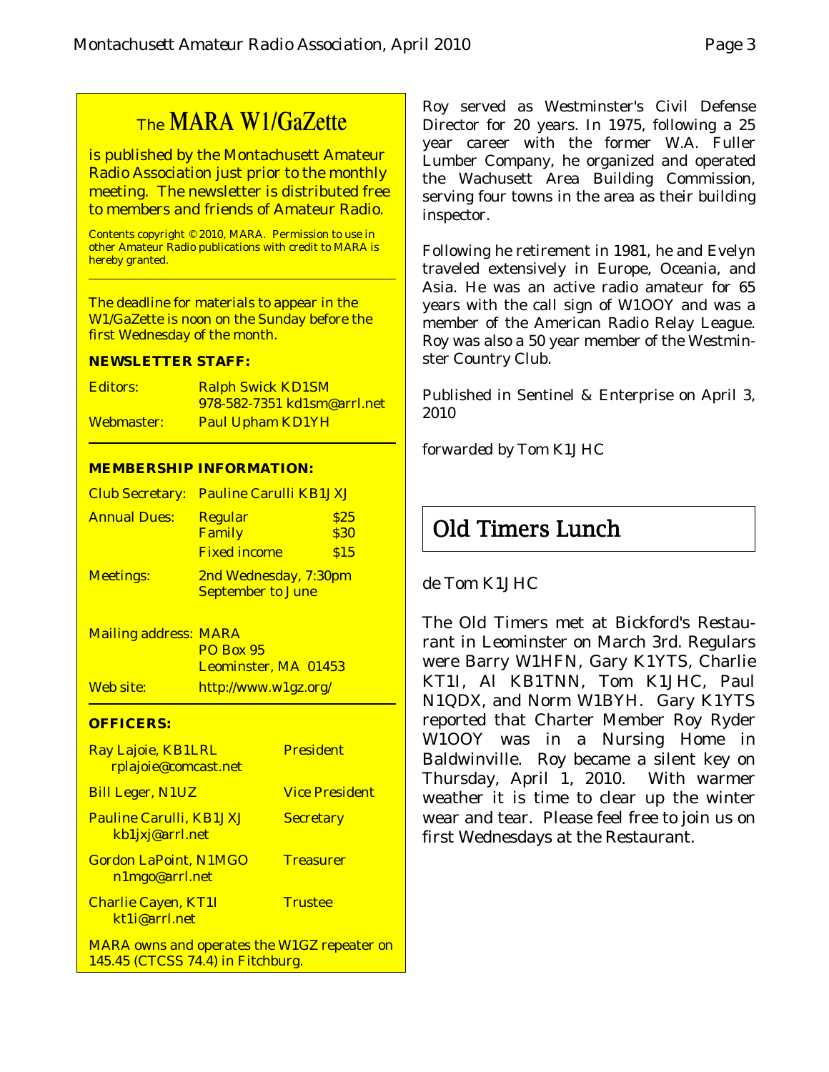## The MARA W1/GaZette

is published by the Montachusett Amateur Radio Association just prior to the monthly meeting. The newsletter is distributed free to members and friends of Amateur Radio.

Contents copyright © 2010, MARA. Permission to use in other Amateur Radio publications with credit to MARA is hereby granted.

The deadline for materials to appear in the W1/GaZette is noon on the Sunday before the first Wednesday of the month.

**NEWSLETTER STAFF:**

| | |
|---|---|
| Editors: | Ralph Swick KD1SM<br>978-582-7351 kd1sm@arrl.net |
| Webmaster: | Paul Upham KD1YH |

**MEMBERSHIP INFORMATION:**

| | | |
|---|---|---|
| Club Secretary: | Pauline Carulli KB1JXJ | |
| Annual Dues: | Regular | $25 |
| | Family | $30 |
| | Fixed income | $15 |
| Meetings: | 2nd Wednesday, 7:30pm<br>September to June | |

Mailing address: MARA
PO Box 95
Leominster, MA 01453

Web site: http://www.w1gz.org/

**OFFICERS:**

| | |
|---|---|
| Ray Lajoie, KB1LRL<br>rplajoie@comcast.net | President |
| Bill Leger, N1UZ | Vice President |
| Pauline Carulli, KB1JXJ<br>kb1jxj@arrl.net | Secretary |
| Gordon LaPoint, N1MGO<br>n1mgo@arrl.net | Treasurer |
| Charlie Cayen, KT1I<br>kt1i@arrl.net | Trustee |

MARA owns and operates the W1GZ repeater on 145.45 (CTCSS 74.4) in Fitchburg.

Roy served as Westminster's Civil Defense Director for 20 years. In 1975, following a 25 year career with the former W.A. Fuller Lumber Company, he organized and operated the Wachusett Area Building Commission, serving four towns in the area as their building inspector.

Following he retirement in 1981, he and Evelyn traveled extensively in Europe, Oceania, and Asia. He was an active radio amateur for 65 years with the call sign of W1OOY and was a member of the American Radio Relay League. Roy was also a 50 year member of the Westminster Country Club.

Published in Sentinel & Enterprise on April 3, 2010

*forwarded by Tom K1JHC*

## Old Timers Lunch

de Tom K1JHC

The Old Timers met at Bickford's Restaurant in Leominster on March 3rd. Regulars were Barry W1HFN, Gary K1YTS, Charlie KT1I, Al KB1TNN, Tom K1JHC, Paul N1QDX, and Norm W1BYH. Gary K1YTS reported that Charter Member Roy Ryder W1OOY was in a Nursing Home in Baldwinville. Roy became a silent key on Thursday, April 1, 2010. With warmer weather it is time to clear up the winter wear and tear. Please feel free to join us on first Wednesdays at the Restaurant.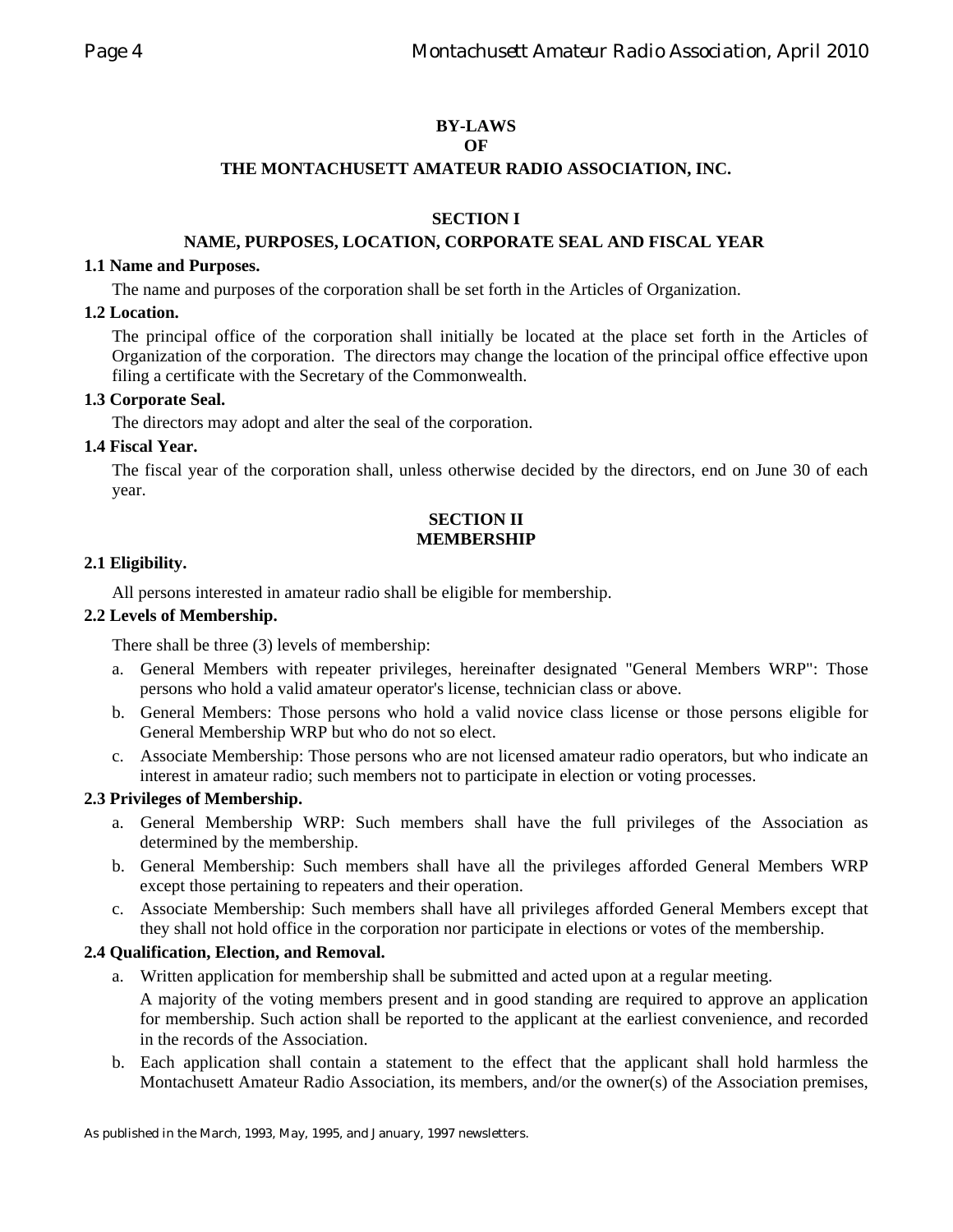# BY-LAWS
# OF
# THE MONTACHUSETT AMATEUR RADIO ASSOCIATION, INC.

## SECTION I
## NAME, PURPOSES, LOCATION, CORPORATE SEAL AND FISCAL YEAR

**1.1 Name and Purposes.**

The name and purposes of the corporation shall be set forth in the Articles of Organization.

**1.2 Location.**

The principal office of the corporation shall initially be located at the place set forth in the Articles of Organization of the corporation. The directors may change the location of the principal office effective upon filing a certificate with the Secretary of the Commonwealth.

**1.3 Corporate Seal.**

The directors may adopt and alter the seal of the corporation.

**1.4 Fiscal Year.**

The fiscal year of the corporation shall, unless otherwise decided by the directors, end on June 30 of each year.

## SECTION II
## MEMBERSHIP

**2.1 Eligibility.**

All persons interested in amateur radio shall be eligible for membership.

**2.2 Levels of Membership.**

There shall be three (3) levels of membership:

a. General Members with repeater privileges, hereinafter designated "General Members WRP": Those persons who hold a valid amateur operator's license, technician class or above.

b. General Members: Those persons who hold a valid novice class license or those persons eligible for General Membership WRP but who do not so elect.

c. Associate Membership: Those persons who are not licensed amateur radio operators, but who indicate an interest in amateur radio; such members not to participate in election or voting processes.

**2.3 Privileges of Membership.**

a. General Membership WRP: Such members shall have the full privileges of the Association as determined by the membership.

b. General Membership: Such members shall have all the privileges afforded General Members WRP except those pertaining to repeaters and their operation.

c. Associate Membership: Such members shall have all privileges afforded General Members except that they shall not hold office in the corporation nor participate in elections or votes of the membership.

**2.4 Qualification, Election, and Removal.**

a. Written application for membership shall be submitted and acted upon at a regular meeting.

   A majority of the voting members present and in good standing are required to approve an application for membership. Such action shall be reported to the applicant at the earliest convenience, and recorded in the records of the Association.

b. Each application shall contain a statement to the effect that the applicant shall hold harmless the Montachusett Amateur Radio Association, its members, and/or the owner(s) of the Association premises,

As published in the March, 1993, May, 1995, and January, 1997 newsletters.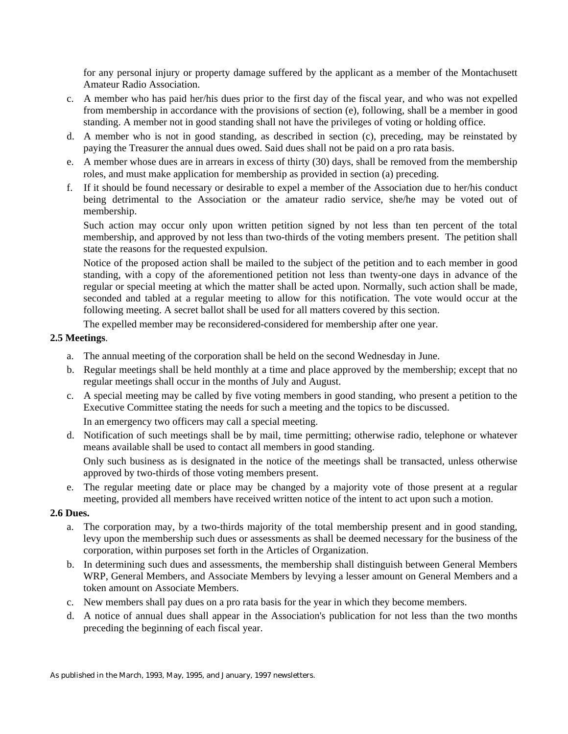for any personal injury or property damage suffered by the applicant as a member of the Montachusett Amateur Radio Association.

c. A member who has paid her/his dues prior to the first day of the fiscal year, and who was not expelled from membership in accordance with the provisions of section (e), following, shall be a member in good standing. A member not in good standing shall not have the privileges of voting or holding office.

d. A member who is not in good standing, as described in section (c), preceding, may be reinstated by paying the Treasurer the annual dues owed. Said dues shall not be paid on a pro rata basis.

e. A member whose dues are in arrears in excess of thirty (30) days, shall be removed from the membership roles, and must make application for membership as provided in section (a) preceding.

f. If it should be found necessary or desirable to expel a member of the Association due to her/his conduct being detrimental to the Association or the amateur radio service, she/he may be voted out of membership.

   Such action may occur only upon written petition signed by not less than ten percent of the total membership, and approved by not less than two-thirds of the voting members present. The petition shall state the reasons for the requested expulsion.

   Notice of the proposed action shall be mailed to the subject of the petition and to each member in good standing, with a copy of the aforementioned petition not less than twenty-one days in advance of the regular or special meeting at which the matter shall be acted upon. Normally, such action shall be made, seconded and tabled at a regular meeting to allow for this notification. The vote would occur at the following meeting. A secret ballot shall be used for all matters covered by this section.

   The expelled member may be reconsidered-considered for membership after one year.

**2.5 Meetings**.

a. The annual meeting of the corporation shall be held on the second Wednesday in June.

b. Regular meetings shall be held monthly at a time and place approved by the membership; except that no regular meetings shall occur in the months of July and August.

c. A special meeting may be called by five voting members in good standing, who present a petition to the Executive Committee stating the needs for such a meeting and the topics to be discussed.

   In an emergency two officers may call a special meeting.

d. Notification of such meetings shall be by mail, time permitting; otherwise radio, telephone or whatever means available shall be used to contact all members in good standing.

   Only such business as is designated in the notice of the meetings shall be transacted, unless otherwise approved by two-thirds of those voting members present.

e. The regular meeting date or place may be changed by a majority vote of those present at a regular meeting, provided all members have received written notice of the intent to act upon such a motion.

**2.6 Dues.**

a. The corporation may, by a two-thirds majority of the total membership present and in good standing, levy upon the membership such dues or assessments as shall be deemed necessary for the business of the corporation, within purposes set forth in the Articles of Organization.

b. In determining such dues and assessments, the membership shall distinguish between General Members WRP, General Members, and Associate Members by levying a lesser amount on General Members and a token amount on Associate Members.

c. New members shall pay dues on a pro rata basis for the year in which they become members.

d. A notice of annual dues shall appear in the Association's publication for not less than the two months preceding the beginning of each fiscal year.

As published in the March, 1993, May, 1995, and January, 1997 newsletters.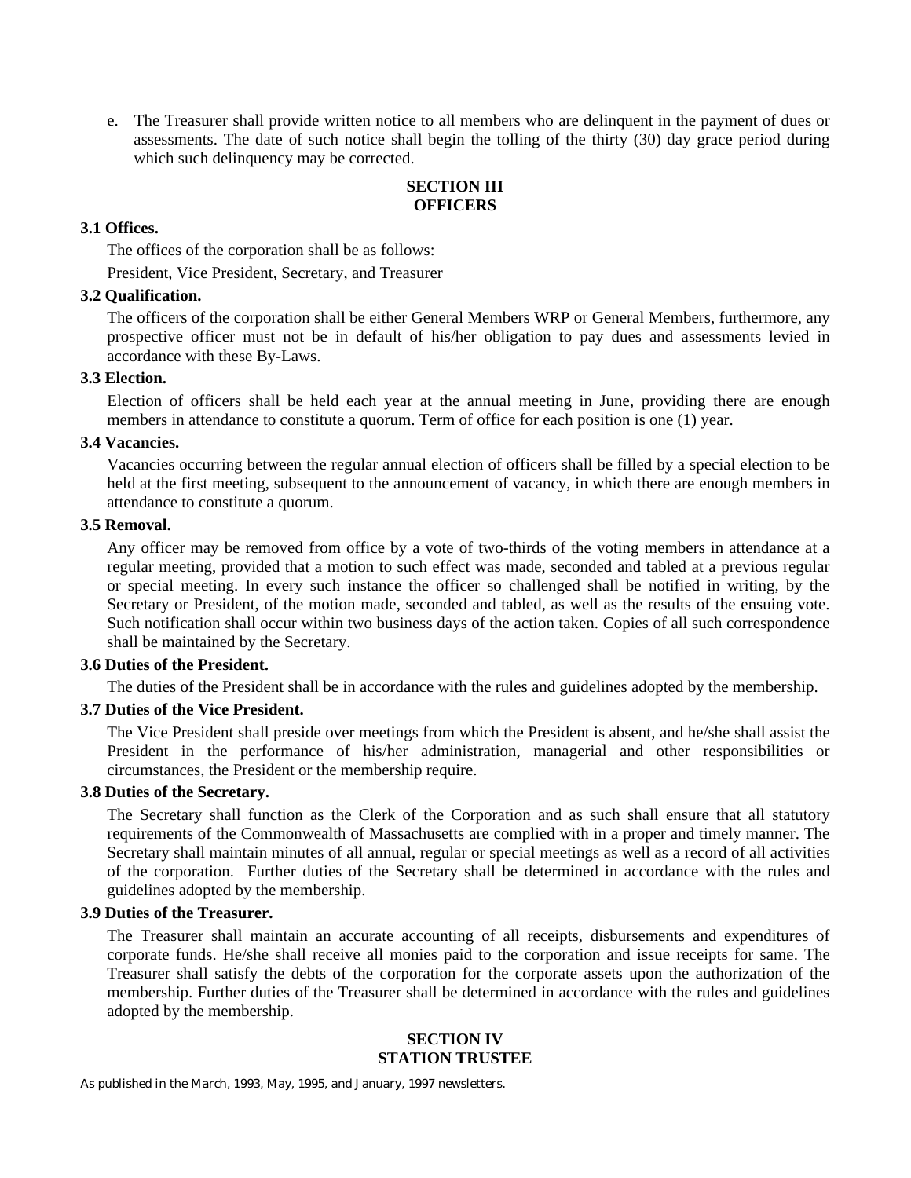e. The Treasurer shall provide written notice to all members who are delinquent in the payment of dues or assessments. The date of such notice shall begin the tolling of the thirty (30) day grace period during which such delinquency may be corrected.

## SECTION III
## OFFICERS

**3.1 Offices.**

The offices of the corporation shall be as follows:

President, Vice President, Secretary, and Treasurer

**3.2 Qualification.**

The officers of the corporation shall be either General Members WRP or General Members, furthermore, any prospective officer must not be in default of his/her obligation to pay dues and assessments levied in accordance with these By-Laws.

**3.3 Election.**

Election of officers shall be held each year at the annual meeting in June, providing there are enough members in attendance to constitute a quorum. Term of office for each position is one (1) year.

**3.4 Vacancies.**

Vacancies occurring between the regular annual election of officers shall be filled by a special election to be held at the first meeting, subsequent to the announcement of vacancy, in which there are enough members in attendance to constitute a quorum.

**3.5 Removal.**

Any officer may be removed from office by a vote of two-thirds of the voting members in attendance at a regular meeting, provided that a motion to such effect was made, seconded and tabled at a previous regular or special meeting. In every such instance the officer so challenged shall be notified in writing, by the Secretary or President, of the motion made, seconded and tabled, as well as the results of the ensuing vote. Such notification shall occur within two business days of the action taken. Copies of all such correspondence shall be maintained by the Secretary.

**3.6 Duties of the President.**

The duties of the President shall be in accordance with the rules and guidelines adopted by the membership.

**3.7 Duties of the Vice President.**

The Vice President shall preside over meetings from which the President is absent, and he/she shall assist the President in the performance of his/her administration, managerial and other responsibilities or circumstances, the President or the membership require.

**3.8 Duties of the Secretary.**

The Secretary shall function as the Clerk of the Corporation and as such shall ensure that all statutory requirements of the Commonwealth of Massachusetts are complied with in a proper and timely manner. The Secretary shall maintain minutes of all annual, regular or special meetings as well as a record of all activities of the corporation. Further duties of the Secretary shall be determined in accordance with the rules and guidelines adopted by the membership.

**3.9 Duties of the Treasurer.**

The Treasurer shall maintain an accurate accounting of all receipts, disbursements and expenditures of corporate funds. He/she shall receive all monies paid to the corporation and issue receipts for same. The Treasurer shall satisfy the debts of the corporation for the corporate assets upon the authorization of the membership. Further duties of the Treasurer shall be determined in accordance with the rules and guidelines adopted by the membership.

## SECTION IV
## STATION TRUSTEE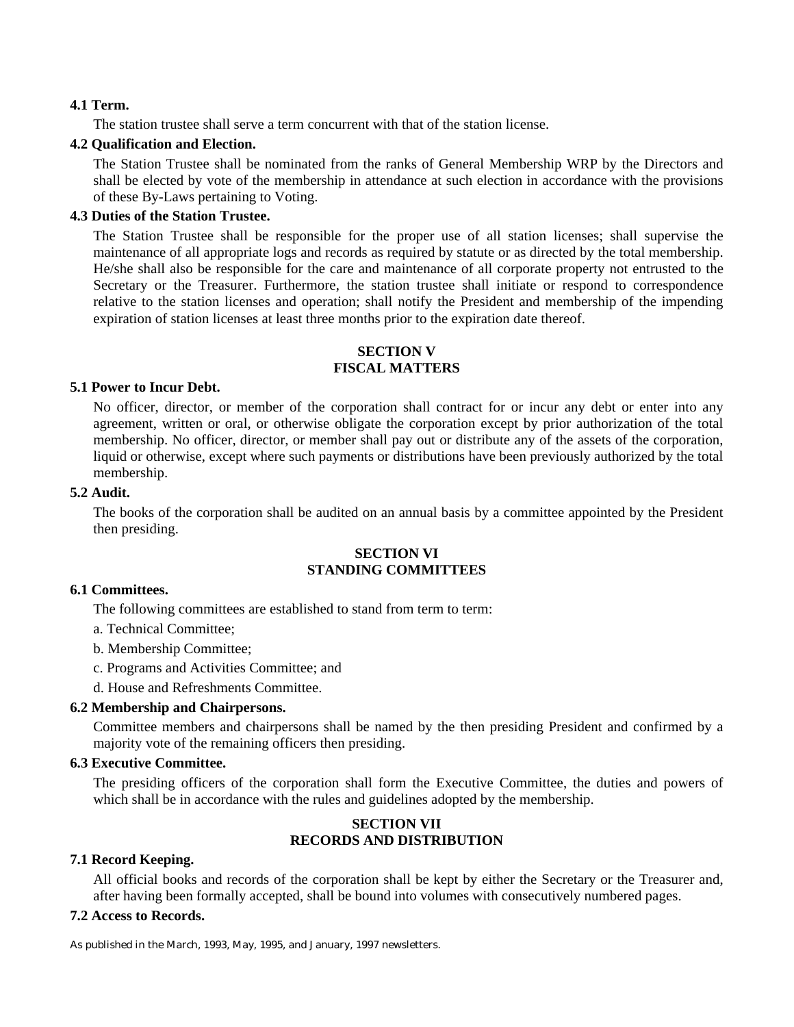**4.1 Term.**

The station trustee shall serve a term concurrent with that of the station license.

**4.2 Qualification and Election.**

The Station Trustee shall be nominated from the ranks of General Membership WRP by the Directors and shall be elected by vote of the membership in attendance at such election in accordance with the provisions of these By-Laws pertaining to Voting.

**4.3 Duties of the Station Trustee.**

The Station Trustee shall be responsible for the proper use of all station licenses; shall supervise the maintenance of all appropriate logs and records as required by statute or as directed by the total membership. He/she shall also be responsible for the care and maintenance of all corporate property not entrusted to the Secretary or the Treasurer. Furthermore, the station trustee shall initiate or respond to correspondence relative to the station licenses and operation; shall notify the President and membership of the impending expiration of station licenses at least three months prior to the expiration date thereof.

## SECTION V
## FISCAL MATTERS

**5.1 Power to Incur Debt.**

No officer, director, or member of the corporation shall contract for or incur any debt or enter into any agreement, written or oral, or otherwise obligate the corporation except by prior authorization of the total membership. No officer, director, or member shall pay out or distribute any of the assets of the corporation, liquid or otherwise, except where such payments or distributions have been previously authorized by the total membership.

**5.2 Audit.**

The books of the corporation shall be audited on an annual basis by a committee appointed by the President then presiding.

## SECTION VI
## STANDING COMMITTEES

**6.1 Committees.**

The following committees are established to stand from term to term:

a. Technical Committee;

b. Membership Committee;

c. Programs and Activities Committee; and

d. House and Refreshments Committee.

**6.2 Membership and Chairpersons.**

Committee members and chairpersons shall be named by the then presiding President and confirmed by a majority vote of the remaining officers then presiding.

**6.3 Executive Committee.**

The presiding officers of the corporation shall form the Executive Committee, the duties and powers of which shall be in accordance with the rules and guidelines adopted by the membership.

## SECTION VII
## RECORDS AND DISTRIBUTION

**7.1 Record Keeping.**

All official books and records of the corporation shall be kept by either the Secretary or the Treasurer and, after having been formally accepted, shall be bound into volumes with consecutively numbered pages.

**7.2 Access to Records.**

As published in the March, 1993, May, 1995, and January, 1997 newsletters.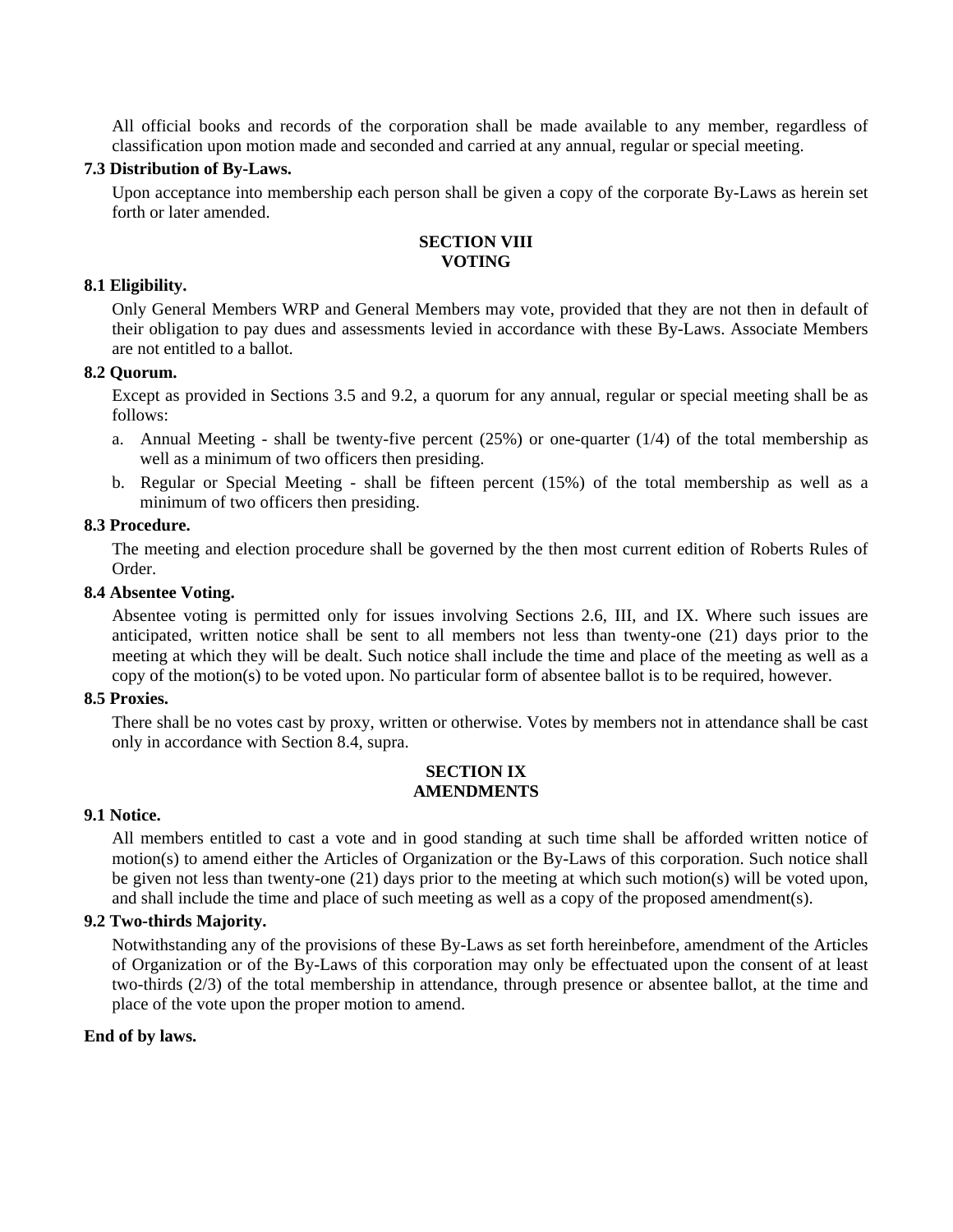All official books and records of the corporation shall be made available to any member, regardless of classification upon motion made and seconded and carried at any annual, regular or special meeting.

**7.3 Distribution of By-Laws.**

Upon acceptance into membership each person shall be given a copy of the corporate By-Laws as herein set forth or later amended.

## SECTION VIII
## VOTING

**8.1 Eligibility.**

Only General Members WRP and General Members may vote, provided that they are not then in default of their obligation to pay dues and assessments levied in accordance with these By-Laws. Associate Members are not entitled to a ballot.

**8.2 Quorum.**

Except as provided in Sections 3.5 and 9.2, a quorum for any annual, regular or special meeting shall be as follows:

a. Annual Meeting - shall be twenty-five percent (25%) or one-quarter (1/4) of the total membership as well as a minimum of two officers then presiding.

b. Regular or Special Meeting - shall be fifteen percent (15%) of the total membership as well as a minimum of two officers then presiding.

**8.3 Procedure.**

The meeting and election procedure shall be governed by the then most current edition of Roberts Rules of Order.

**8.4 Absentee Voting.**

Absentee voting is permitted only for issues involving Sections 2.6, III, and IX. Where such issues are anticipated, written notice shall be sent to all members not less than twenty-one (21) days prior to the meeting at which they will be dealt. Such notice shall include the time and place of the meeting as well as a copy of the motion(s) to be voted upon. No particular form of absentee ballot is to be required, however.

**8.5 Proxies.**

There shall be no votes cast by proxy, written or otherwise. Votes by members not in attendance shall be cast only in accordance with Section 8.4, supra.

## SECTION IX
## AMENDMENTS

**9.1 Notice.**

All members entitled to cast a vote and in good standing at such time shall be afforded written notice of motion(s) to amend either the Articles of Organization or the By-Laws of this corporation. Such notice shall be given not less than twenty-one (21) days prior to the meeting at which such motion(s) will be voted upon, and shall include the time and place of such meeting as well as a copy of the proposed amendment(s).

**9.2 Two-thirds Majority.**

Notwithstanding any of the provisions of these By-Laws as set forth hereinbefore, amendment of the Articles of Organization or of the By-Laws of this corporation may only be effectuated upon the consent of at least two-thirds (2/3) of the total membership in attendance, through presence or absentee ballot, at the time and place of the vote upon the proper motion to amend.

**End of by laws.**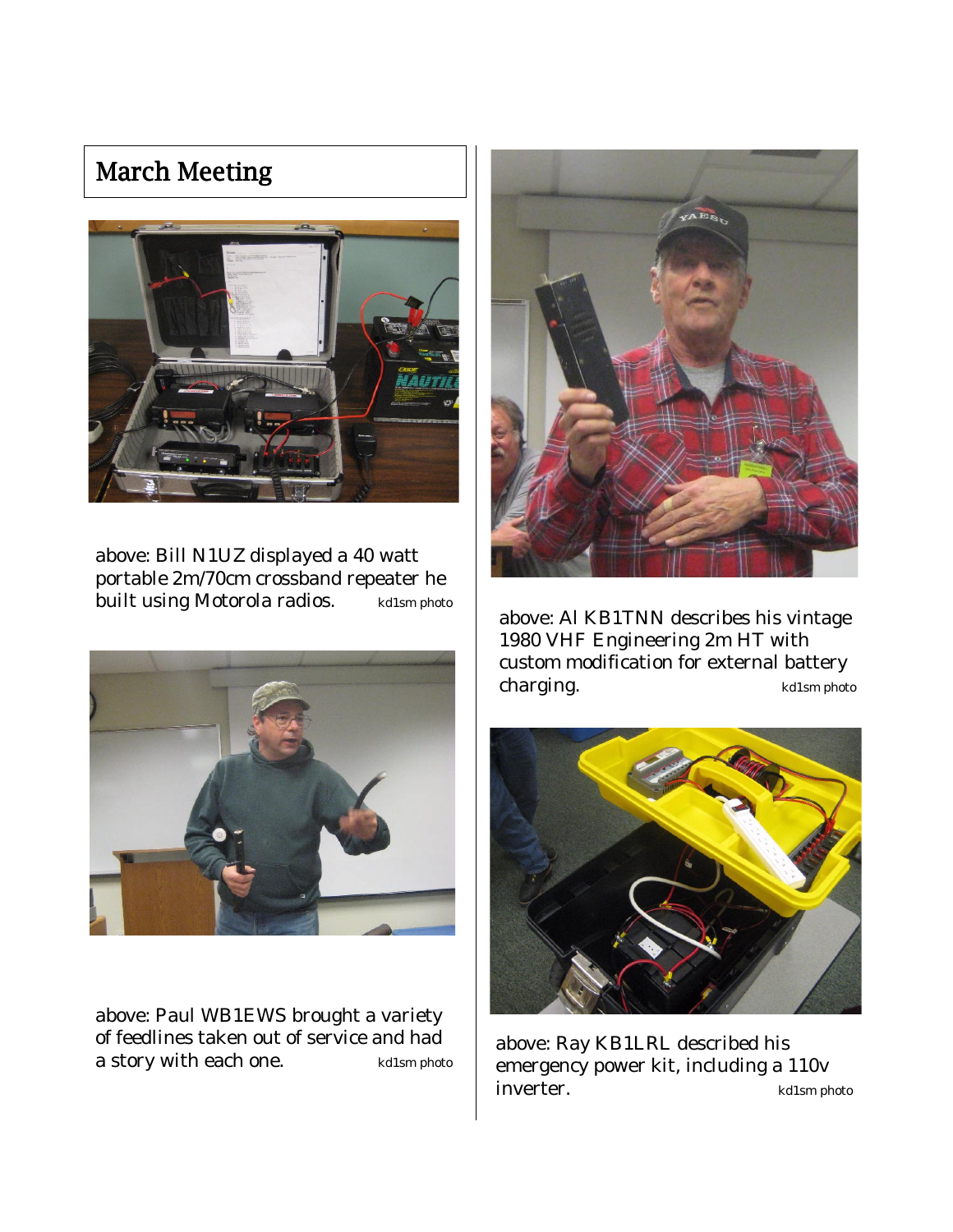## March Meeting

above: Bill N1UZ displayed a 40 watt portable 2m/70cm crossband repeater he built using Motorola radios. kd1sm photo

above: Al KB1TNN describes his vintage 1980 VHF Engineering 2m HT with custom modification for external battery charging. kd1sm photo

above: Paul WB1EWS brought a variety of feedlines taken out of service and had a story with each one. kd1sm photo

above: Ray KB1LRL described his emergency power kit, including a 110v inverter. kd1sm photo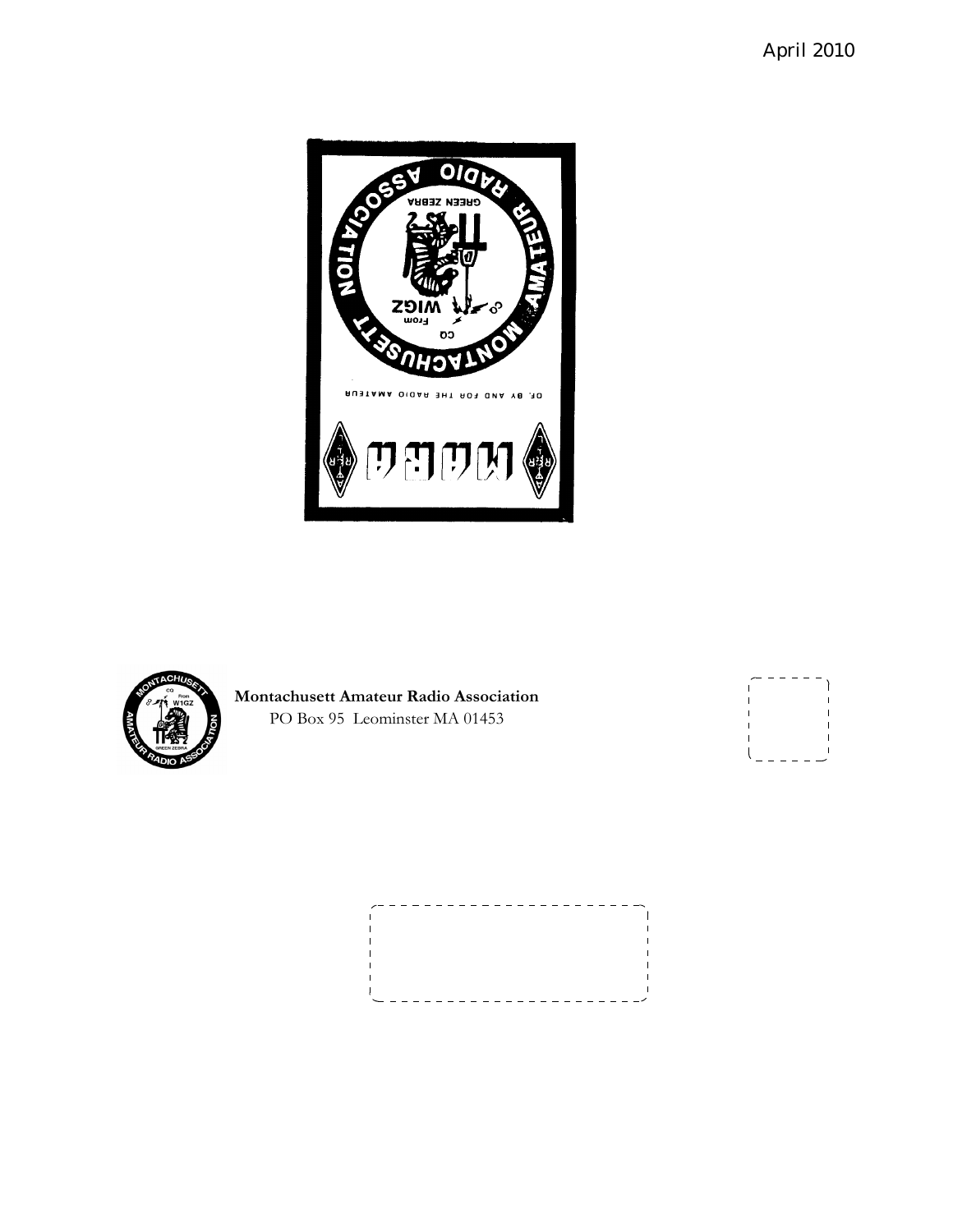April 2010

**Montachusett Amateur Radio Association**

PO Box 95 Leominster MA 01453